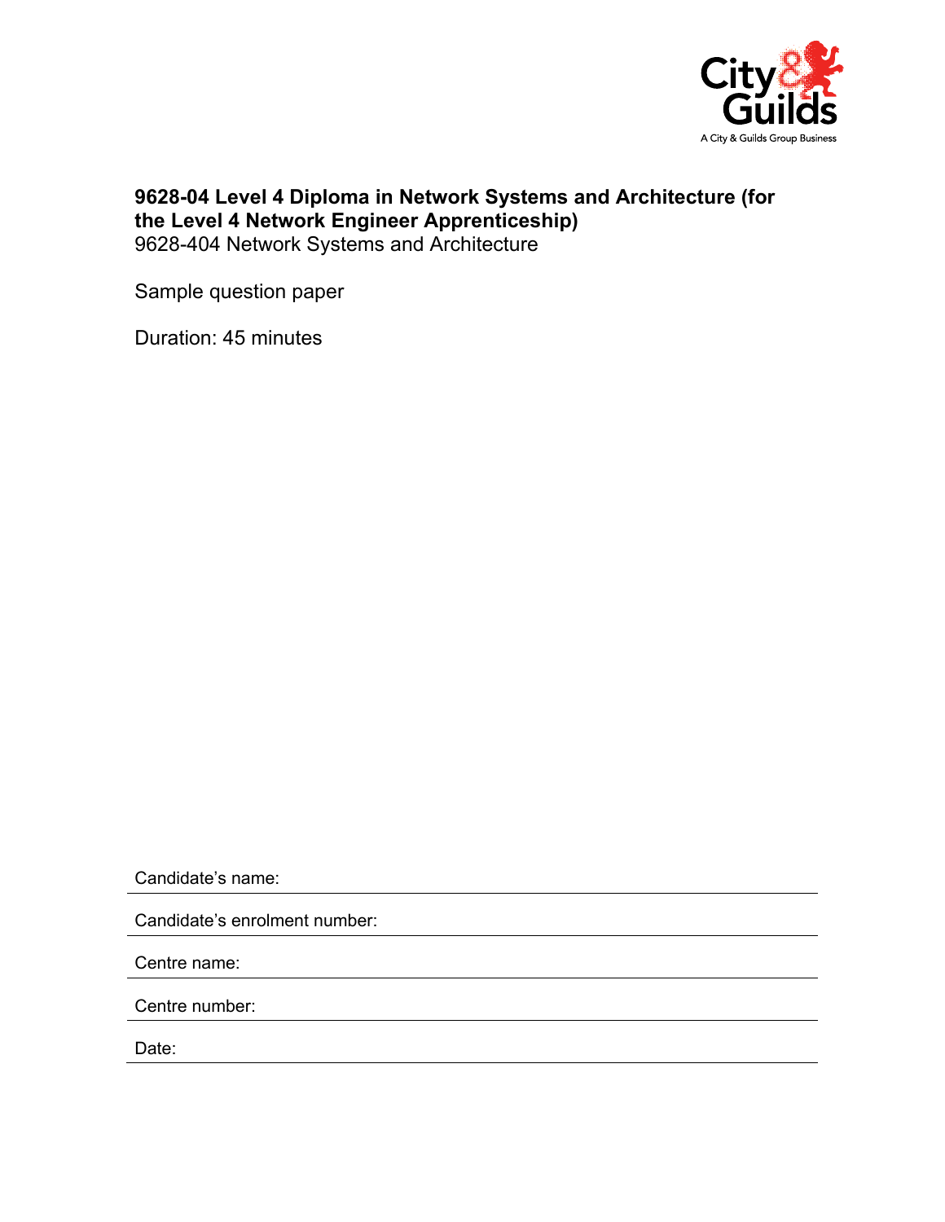City & Guilds

A City & Guilds Group Business

**9628-04 Level 4 Diploma in Network Systems and Architecture (for the Level 4 Network Engineer Apprenticeship)**

9628-404 Network Systems and Architecture

Sample question paper

Duration: 45 minutes

Candidate's name:

Candidate's enrolment number:

Centre name:

Centre number:

Date: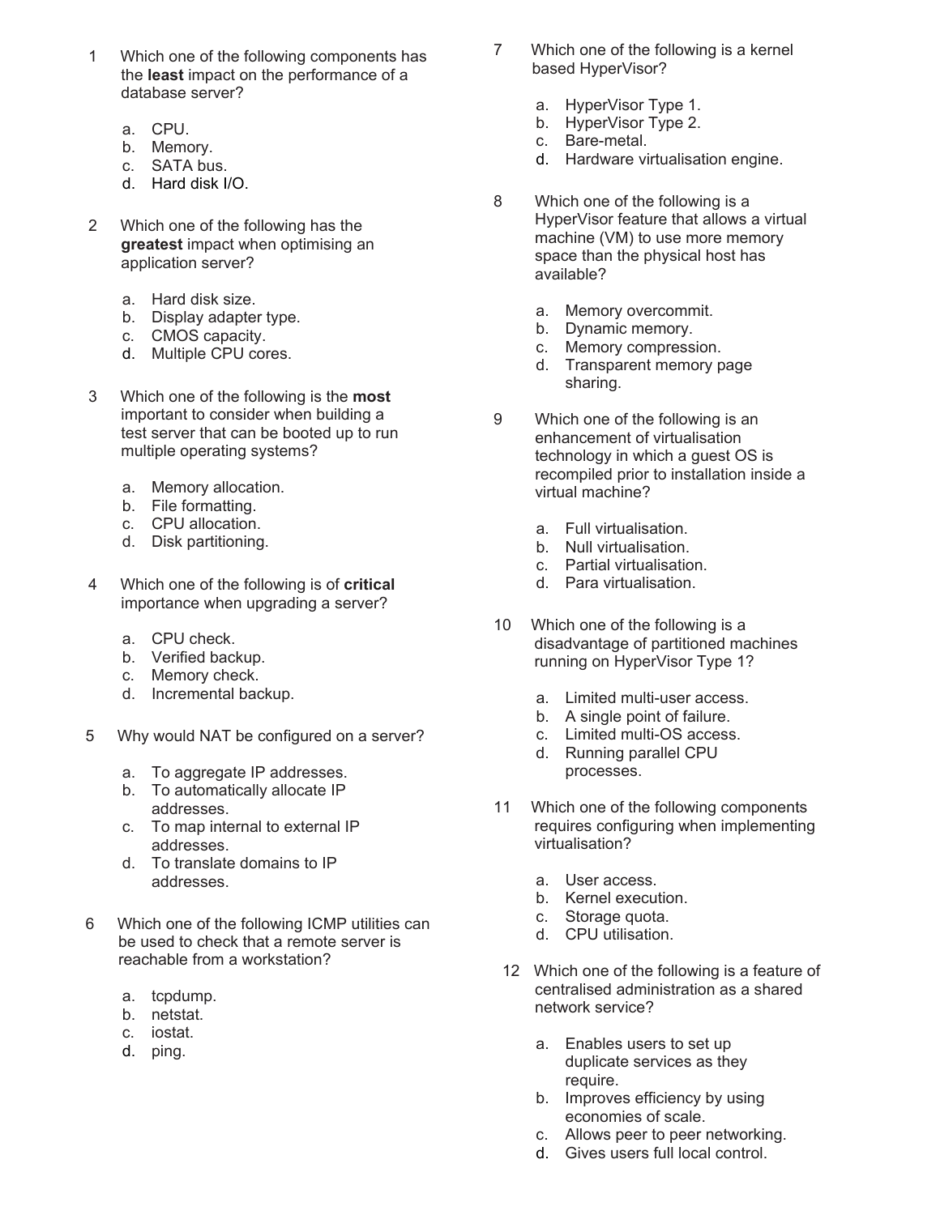1. Which one of the following components has the **least** impact on the performance of a database server?

   a. CPU.
   b. Memory.
   c. SATA bus.
   d. Hard disk I/O.

2. Which one of the following has the **greatest** impact when optimising an application server?

   a. Hard disk size.
   b. Display adapter type.
   c. CMOS capacity.
   d. Multiple CPU cores.

3. Which one of the following is the **most** important to consider when building a test server that can be booted up to run multiple operating systems?

   a. Memory allocation.
   b. File formatting.
   c. CPU allocation.
   d. Disk partitioning.

4. Which one of the following is of **critical** importance when upgrading a server?

   a. CPU check.
   b. Verified backup.
   c. Memory check.
   d. Incremental backup.

5. Why would NAT be configured on a server?

   a. To aggregate IP addresses.
   b. To automatically allocate IP addresses.
   c. To map internal to external IP addresses.
   d. To translate domains to IP addresses.

6. Which one of the following ICMP utilities can be used to check that a remote server is reachable from a workstation?

   a. tcpdump.
   b. netstat.
   c. iostat.
   d. ping.

7. Which one of the following is a kernel based HyperVisor?

   a. HyperVisor Type 1.
   b. HyperVisor Type 2.
   c. Bare-metal.
   d. Hardware virtualisation engine.

8. Which one of the following is a HyperVisor feature that allows a virtual machine (VM) to use more memory space than the physical host has available?

   a. Memory overcommit.
   b. Dynamic memory.
   c. Memory compression.
   d. Transparent memory page sharing.

9. Which one of the following is an enhancement of virtualisation technology in which a guest OS is recompiled prior to installation inside a virtual machine?

   a. Full virtualisation.
   b. Null virtualisation.
   c. Partial virtualisation.
   d. Para virtualisation.

10. Which one of the following is a disadvantage of partitioned machines running on HyperVisor Type 1?

    a. Limited multi-user access.
    b. A single point of failure.
    c. Limited multi-OS access.
    d. Running parallel CPU processes.

11. Which one of the following components requires configuring when implementing virtualisation?

    a. User access.
    b. Kernel execution.
    c. Storage quota.
    d. CPU utilisation.

12. Which one of the following is a feature of centralised administration as a shared network service?

    a. Enables users to set up duplicate services as they require.
    b. Improves efficiency by using economies of scale.
    c. Allows peer to peer networking.
    d. Gives users full local control.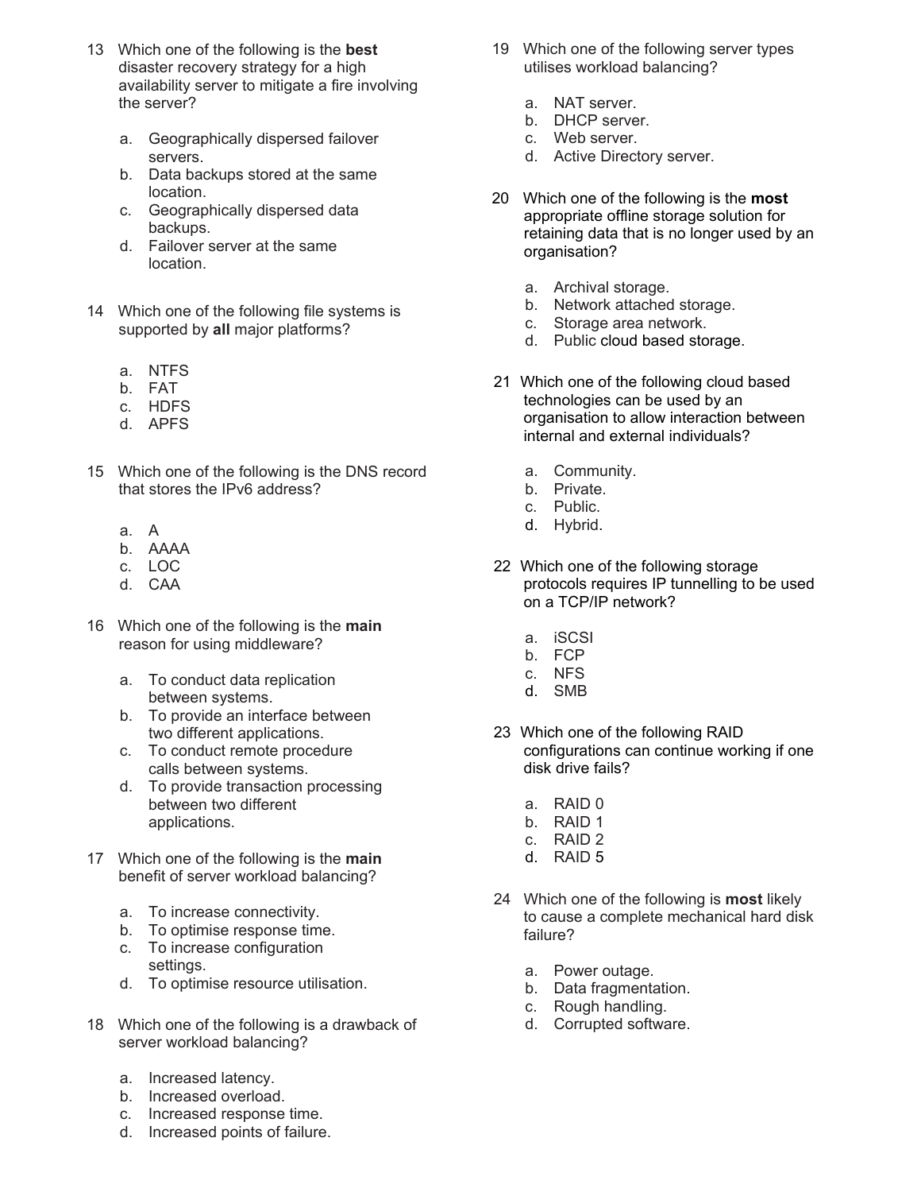13 Which one of the following is the **best** disaster recovery strategy for a high availability server to mitigate a fire involving the server?

a. Geographically dispersed failover servers.
b. Data backups stored at the same location.
c. Geographically dispersed data backups.
d. Failover server at the same location.

14 Which one of the following file systems is supported by **all** major platforms?

a. NTFS
b. FAT
c. HDFS
d. APFS

15 Which one of the following is the DNS record that stores the IPv6 address?

a. A
b. AAAA
c. LOC
d. CAA

16 Which one of the following is the **main** reason for using middleware?

a. To conduct data replication between systems.
b. To provide an interface between two different applications.
c. To conduct remote procedure calls between systems.
d. To provide transaction processing between two different applications.

17 Which one of the following is the **main** benefit of server workload balancing?

a. To increase connectivity.
b. To optimise response time.
c. To increase configuration settings.
d. To optimise resource utilisation.

18 Which one of the following is a drawback of server workload balancing?

a. Increased latency.
b. Increased overload.
c. Increased response time.
d. Increased points of failure.

19 Which one of the following server types utilises workload balancing?

a. NAT server.
b. DHCP server.
c. Web server.
d. Active Directory server.

20 Which one of the following is the **most** appropriate offline storage solution for retaining data that is no longer used by an organisation?

a. Archival storage.
b. Network attached storage.
c. Storage area network.
d. Public cloud based storage.

21 Which one of the following cloud based technologies can be used by an organisation to allow interaction between internal and external individuals?

a. Community.
b. Private.
c. Public.
d. Hybrid.

22 Which one of the following storage protocols requires IP tunnelling to be used on a TCP/IP network?

a. iSCSI
b. FCP
c. NFS
d. SMB

23 Which one of the following RAID configurations can continue working if one disk drive fails?

a. RAID 0
b. RAID 1
c. RAID 2
d. RAID 5

24 Which one of the following is **most** likely to cause a complete mechanical hard disk failure?

a. Power outage.
b. Data fragmentation.
c. Rough handling.
d. Corrupted software.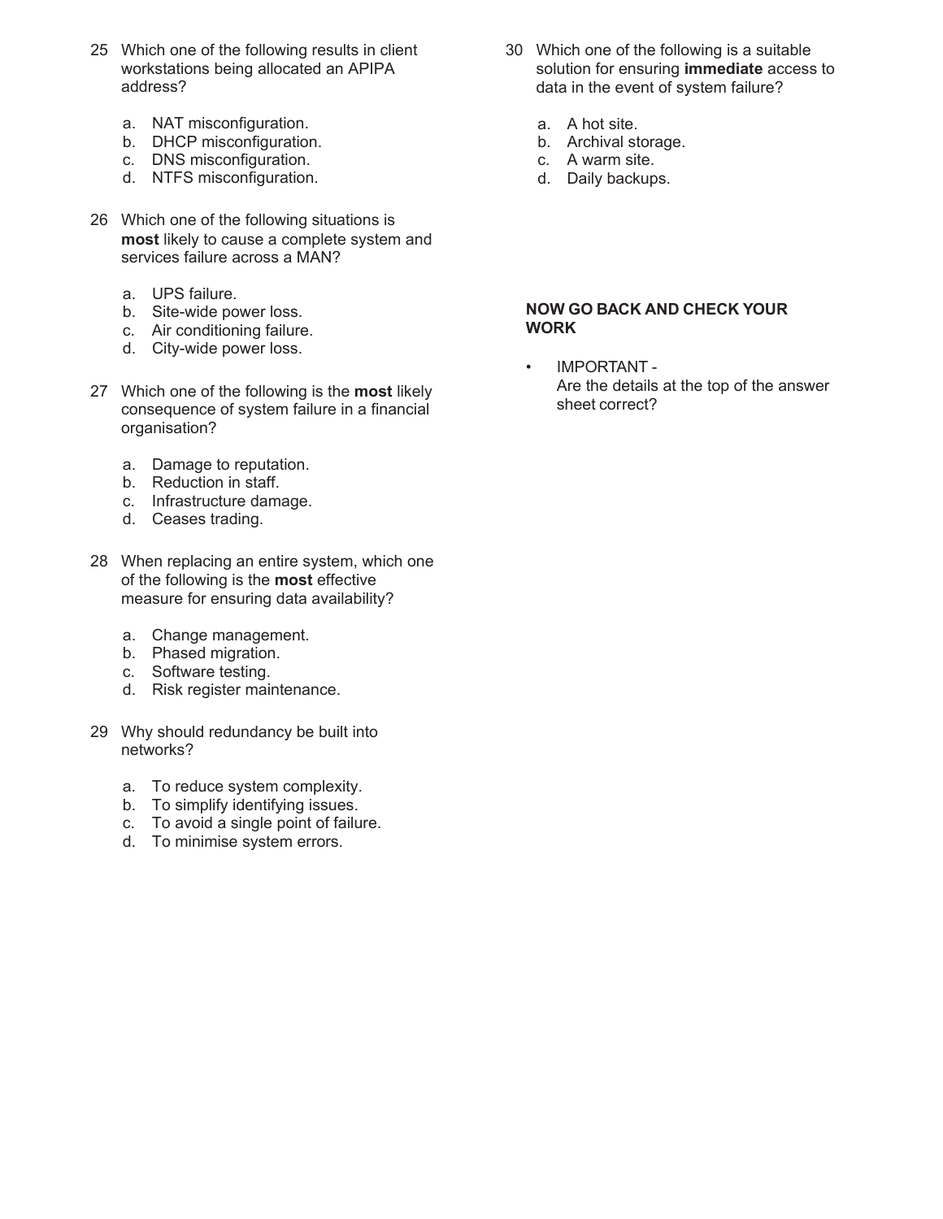25 Which one of the following results in client workstations being allocated an APIPA address?

   a. NAT misconfiguration.
   b. DHCP misconfiguration.
   c. DNS misconfiguration.
   d. NTFS misconfiguration.

26 Which one of the following situations is **most** likely to cause a complete system and services failure across a MAN?

   a. UPS failure.
   b. Site-wide power loss.
   c. Air conditioning failure.
   d. City-wide power loss.

27 Which one of the following is the **most** likely consequence of system failure in a financial organisation?

   a. Damage to reputation.
   b. Reduction in staff.
   c. Infrastructure damage.
   d. Ceases trading.

28 When replacing an entire system, which one of the following is the **most** effective measure for ensuring data availability?

   a. Change management.
   b. Phased migration.
   c. Software testing.
   d. Risk register maintenance.

29 Why should redundancy be built into networks?

   a. To reduce system complexity.
   b. To simplify identifying issues.
   c. To avoid a single point of failure.
   d. To minimise system errors.

30 Which one of the following is a suitable solution for ensuring **immediate** access to data in the event of system failure?

   a. A hot site.
   b. Archival storage.
   c. A warm site.
   d. Daily backups.

**NOW GO BACK AND CHECK YOUR WORK**

- IMPORTANT -
  Are the details at the top of the answer sheet correct?